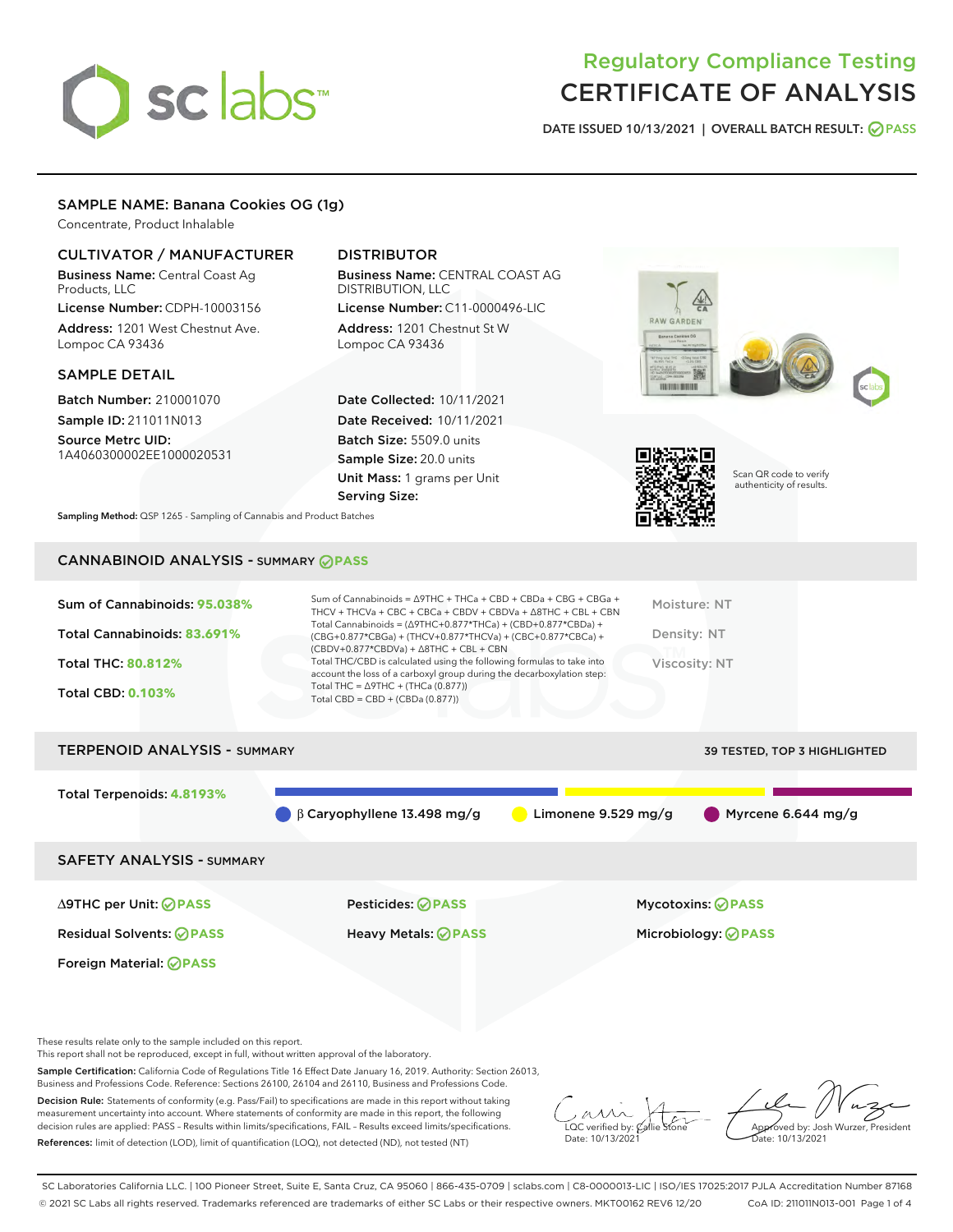# Regulatory Compliance Testing
# CERTIFICATE OF ANALYSIS

**DATE ISSUED** 10/13/2021 | **OVERALL BATCH RESULT:** PASS

## SAMPLE NAME: Banana Cookies OG (1g)

Concentrate, Product Inhalable

### CULTIVATOR / MANUFACTURER

**Business Name:** Central Coast Ag Products, LLC

**License Number:** CDPH-10003156

**Address:** 1201 West Chestnut Ave. Lompoc CA 93436

### DISTRIBUTOR

**Business Name:** CENTRAL COAST AG DISTRIBUTION, LLC

**License Number:** C11-0000496-LIC

**Address:** 1201 Chestnut St W Lompoc CA 93436

### SAMPLE DETAIL

**Batch Number:** 210001070

**Sample ID:** 211011N013

**Source Metrc UID:** 1A4060300002EE1000020531

**Date Collected:** 10/11/2021

**Date Received:** 10/11/2021

**Batch Size:** 5509.0 units

**Sample Size:** 20.0 units

**Unit Mass:** 1 grams per Unit

**Serving Size:**

Scan QR code to verify authenticity of results.

**Sampling Method:** QSP 1265 - Sampling of Cannabis and Product Batches

## CANNABINOID ANALYSIS - SUMMARY PASS

**Sum of Cannabinoids:** 95.038%

**Total Cannabinoids:** 83.691%

**Total THC:** 80.812%

**Total CBD:** 0.103%

Sum of Cannabinoids = Δ9THC + THCa + CBD + CBDa + CBG + CBGa + THCV + THCVa + CBC + CBCa + CBDV + CBDVa + Δ8THC + CBL + CBN

Total Cannabinoids = (Δ9THC+0.877*THCa) + (CBD+0.877*CBDa) + (CBG+0.877*CBGa) + (THCV+0.877*THCVa) + (CBC+0.877*CBCa) + (CBDV+0.877*CBDVa) + Δ8THC + CBL + CBN

Total THC/CBD is calculated using the following formulas to take into account the loss of a carboxyl group during the decarboxylation step:

Total THC = Δ9THC + (THCa (0.877))

Total CBD = CBD + (CBDa (0.877))

Moisture: NT

Density: NT

Viscosity: NT

## TERPENOID ANALYSIS - SUMMARY

39 TESTED, TOP 3 HIGHLIGHTED

**Total Terpenoids:** 4.8193%

β Caryophyllene 13.498 mg/g

Limonene 9.529 mg/g

Myrcene 6.644 mg/g

## SAFETY ANALYSIS - SUMMARY

Δ9THC per Unit: PASS

Pesticides: PASS

Mycotoxins: PASS

Residual Solvents: PASS

Heavy Metals: PASS

Microbiology: PASS

Foreign Material: PASS

These results relate only to the sample included on this report.
This report shall not be reproduced, except in full, without written approval of the laboratory.

**Sample Certification:** California Code of Regulations Title 16 Effect Date January 16, 2019. Authority: Section 26013, Business and Professions Code. Reference: Sections 26100, 26104 and 26110, Business and Professions Code.

**Decision Rule:** Statements of conformity (e.g. Pass/Fail) to specifications are made in this report without taking measurement uncertainty into account. Where statements of conformity are made in this report, the following decision rules are applied: PASS – Results within limits/specifications, FAIL – Results exceed limits/specifications.

**References:** limit of detection (LOD), limit of quantification (LOQ), not detected (ND), not tested (NT)

LQC verified by: Callie Stone
Date: 10/13/2021

Approved by: Josh Wurzer, President
Date: 10/13/2021

SC Laboratories California LLC. | 100 Pioneer Street, Suite E, Santa Cruz, CA 95060 | 866-435-0709 | sclabs.com | C8-0000013-LIC | ISO/IES 17025:2017 PJLA Accreditation Number 87168
© 2021 SC Labs all rights reserved. Trademarks referenced are trademarks of either SC Labs or their respective owners. MKT00162 REV6 12/20 CoA ID: 211011N013-001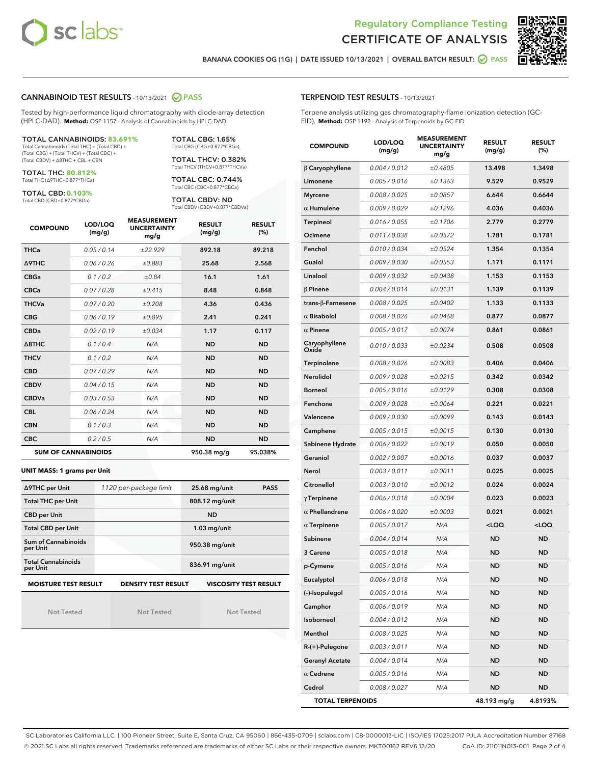Regulatory Compliance Testing
# CERTIFICATE OF ANALYSIS

BANANA COOKIES OG (1G) | DATE ISSUED 10/13/2021 | OVERALL BATCH RESULT: PASS

## CANNABINOID TEST RESULTS - 10/13/2021 PASS

Tested by high-performance liquid chromatography with diode-array detection (HPLC-DAD). **Method:** QSP 1157 - Analysis of Cannabinoids by HPLC-DAD

**TOTAL CANNABINOIDS: 83.691%**
Total Cannabinoids (Total THC) + (Total CBD) + (Total CBG) + (Total THCV) + (Total CBC) + (Total CBDV) + Δ8THC + CBL + CBN

**TOTAL THC: 80.812%**
Total THC (Δ9THC+0.877*THCa)

**TOTAL CBD: 0.103%**
Total CBD (CBD+0.877*CBDa)

**TOTAL CBG: 1.65%**
Total CBG (CBG+0.877*CBGa)

**TOTAL THCV: 0.382%**
Total THCV (THCV+0.877*THCVa)

**TOTAL CBC: 0.744%**
Total CBC (CBC+0.877*CBCa)

**TOTAL CBDV: ND**
Total CBDV (CBDV+0.877*CBDVa)

| COMPOUND | LOD/LOQ (mg/g) | MEASUREMENT UNCERTAINTY mg/g | RESULT (mg/g) | RESULT (%) |
|---|---|---|---|---|
| THCa | 0.05 / 0.14 | ±22.929 | 892.18 | 89.218 |
| Δ9THC | 0.06 / 0.26 | ±0.883 | 25.68 | 2.568 |
| CBGa | 0.1 / 0.2 | ±0.84 | 16.1 | 1.61 |
| CBCa | 0.07 / 0.28 | ±0.415 | 8.48 | 0.848 |
| THCVa | 0.07 / 0.20 | ±0.208 | 4.36 | 0.436 |
| CBG | 0.06 / 0.19 | ±0.095 | 2.41 | 0.241 |
| CBDa | 0.02 / 0.19 | ±0.034 | 1.17 | 0.117 |
| Δ8THC | 0.1 / 0.4 | N/A | ND | ND |
| THCV | 0.1 / 0.2 | N/A | ND | ND |
| CBD | 0.07 / 0.29 | N/A | ND | ND |
| CBDV | 0.04 / 0.15 | N/A | ND | ND |
| CBDVa | 0.03 / 0.53 | N/A | ND | ND |
| CBL | 0.06 / 0.24 | N/A | ND | ND |
| CBN | 0.1 / 0.3 | N/A | ND | ND |
| CBC | 0.2 / 0.5 | N/A | ND | ND |
| SUM OF CANNABINOIDS | | | 950.38 mg/g | 95.038% |

**UNIT MASS: 1 grams per Unit**

| | | | |
|---|---|---|---|
| Δ9THC per Unit | 1120 per-package limit | 25.68 mg/unit | PASS |
| Total THC per Unit | | 808.12 mg/unit | |
| CBD per Unit | | ND | |
| Total CBD per Unit | | 1.03 mg/unit | |
| Sum of Cannabinoids per Unit | | 950.38 mg/unit | |
| Total Cannabinoids per Unit | | 836.91 mg/unit | |

| MOISTURE TEST RESULT | DENSITY TEST RESULT | VISCOSITY TEST RESULT |
|---|---|---|
| Not Tested | Not Tested | Not Tested |

## TERPENOID TEST RESULTS - 10/13/2021

Terpene analysis utilizing gas chromatography-flame ionization detection (GC-FID). **Method:** QSP 1192 - Analysis of Terpenoids by GC-FID

| COMPOUND | LOD/LOQ (mg/g) | MEASUREMENT UNCERTAINTY mg/g | RESULT (mg/g) | RESULT (%) |
|---|---|---|---|---|
| β Caryophyllene | 0.004 / 0.012 | ±0.4805 | 13.498 | 1.3498 |
| Limonene | 0.005 / 0.016 | ±0.1363 | 9.529 | 0.9529 |
| Myrcene | 0.008 / 0.025 | ±0.0857 | 6.644 | 0.6644 |
| α Humulene | 0.009 / 0.029 | ±0.1296 | 4.036 | 0.4036 |
| Terpineol | 0.016 / 0.055 | ±0.1706 | 2.779 | 0.2779 |
| Ocimene | 0.011 / 0.038 | ±0.0572 | 1.781 | 0.1781 |
| Fenchol | 0.010 / 0.034 | ±0.0524 | 1.354 | 0.1354 |
| Guaiol | 0.009 / 0.030 | ±0.0553 | 1.171 | 0.1171 |
| Linalool | 0.009 / 0.032 | ±0.0438 | 1.153 | 0.1153 |
| β Pinene | 0.004 / 0.014 | ±0.0131 | 1.139 | 0.1139 |
| trans-β-Farnesene | 0.008 / 0.025 | ±0.0402 | 1.133 | 0.1133 |
| α Bisabolol | 0.008 / 0.026 | ±0.0468 | 0.877 | 0.0877 |
| α Pinene | 0.005 / 0.017 | ±0.0074 | 0.861 | 0.0861 |
| Caryophyllene Oxide | 0.010 / 0.033 | ±0.0234 | 0.508 | 0.0508 |
| Terpinolene | 0.008 / 0.026 | ±0.0083 | 0.406 | 0.0406 |
| Nerolidol | 0.009 / 0.028 | ±0.0215 | 0.342 | 0.0342 |
| Borneol | 0.005 / 0.016 | ±0.0129 | 0.308 | 0.0308 |
| Fenchone | 0.009 / 0.028 | ±0.0064 | 0.221 | 0.0221 |
| Valencene | 0.009 / 0.030 | ±0.0099 | 0.143 | 0.0143 |
| Camphene | 0.005 / 0.015 | ±0.0015 | 0.130 | 0.0130 |
| Sabinene Hydrate | 0.006 / 0.022 | ±0.0019 | 0.050 | 0.0050 |
| Geraniol | 0.002 / 0.007 | ±0.0016 | 0.037 | 0.0037 |
| Nerol | 0.003 / 0.011 | ±0.0011 | 0.025 | 0.0025 |
| Citronellol | 0.003 / 0.010 | ±0.0012 | 0.024 | 0.0024 |
| γ Terpinene | 0.006 / 0.018 | ±0.0004 | 0.023 | 0.0023 |
| α Phellandrene | 0.006 / 0.020 | ±0.0003 | 0.021 | 0.0021 |
| α Terpinene | 0.005 / 0.017 | N/A | <LOQ | <LOQ |
| Sabinene | 0.004 / 0.014 | N/A | ND | ND |
| 3 Carene | 0.005 / 0.018 | N/A | ND | ND |
| p-Cymene | 0.005 / 0.016 | N/A | ND | ND |
| Eucalyptol | 0.006 / 0.018 | N/A | ND | ND |
| (-)-Isopulegol | 0.005 / 0.016 | N/A | ND | ND |
| Camphor | 0.006 / 0.019 | N/A | ND | ND |
| Isoborneol | 0.004 / 0.012 | N/A | ND | ND |
| Menthol | 0.008 / 0.025 | N/A | ND | ND |
| R-(+)-Pulegone | 0.003 / 0.011 | N/A | ND | ND |
| Geranyl Acetate | 0.004 / 0.014 | N/A | ND | ND |
| α Cedrene | 0.005 / 0.016 | N/A | ND | ND |
| Cedrol | 0.008 / 0.027 | N/A | ND | ND |
| TOTAL TERPENOIDS | | | 48.193 mg/g | 4.8193% |

SC Laboratories California LLC. | 100 Pioneer Street, Suite E, Santa Cruz, CA 95060 | 866-435-0709 | sclabs.com | C8-0000013-LIC | ISO/IES 17025:2017 PJLA Accreditation Number 87168
© 2021 SC Labs all rights reserved. Trademarks referenced are trademarks of either SC Labs or their respective owners. MKT00162 REV6 12/20 CoA ID: 211011N013-001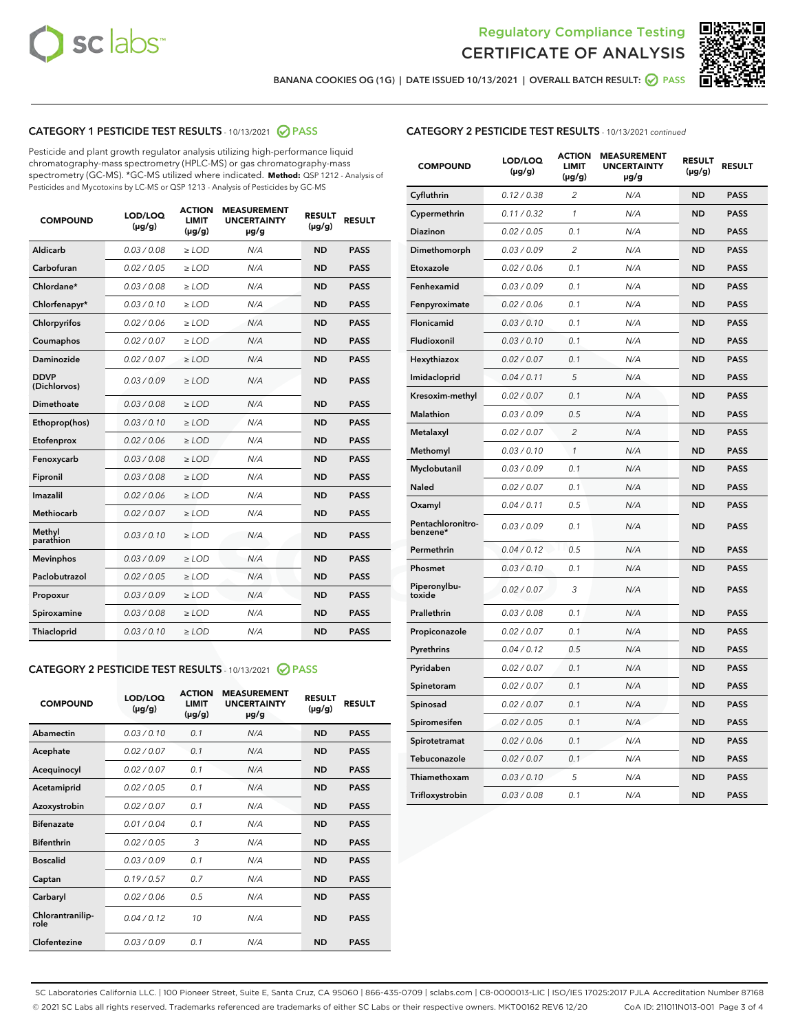# Regulatory Compliance Testing
# CERTIFICATE OF ANALYSIS

BANANA COOKIES OG (1G) | DATE ISSUED 10/13/2021 | OVERALL BATCH RESULT: PASS

## CATEGORY 1 PESTICIDE TEST RESULTS - 10/13/2021 PASS

Pesticide and plant growth regulator analysis utilizing high-performance liquid chromatography-mass spectrometry (HPLC-MS) or gas chromatography-mass spectrometry (GC-MS). *GC-MS utilized where indicated. **Method:** QSP 1212 - Analysis of Pesticides and Mycotoxins by LC-MS or QSP 1213 - Analysis of Pesticides by GC-MS

| COMPOUND | LOD/LOQ (µg/g) | ACTION LIMIT (µg/g) | MEASUREMENT UNCERTAINTY µg/g | RESULT (µg/g) | RESULT |
|---|---|---|---|---|---|
| Aldicarb | 0.03 / 0.08 | ≥ LOD | N/A | ND | PASS |
| Carbofuran | 0.02 / 0.05 | ≥ LOD | N/A | ND | PASS |
| Chlordane* | 0.03 / 0.08 | ≥ LOD | N/A | ND | PASS |
| Chlorfenapyr* | 0.03 / 0.10 | ≥ LOD | N/A | ND | PASS |
| Chlorpyrifos | 0.02 / 0.06 | ≥ LOD | N/A | ND | PASS |
| Coumaphos | 0.02 / 0.07 | ≥ LOD | N/A | ND | PASS |
| Daminozide | 0.02 / 0.07 | ≥ LOD | N/A | ND | PASS |
| DDVP (Dichlorvos) | 0.03 / 0.09 | ≥ LOD | N/A | ND | PASS |
| Dimethoate | 0.03 / 0.08 | ≥ LOD | N/A | ND | PASS |
| Ethoprop(hos) | 0.03 / 0.10 | ≥ LOD | N/A | ND | PASS |
| Etofenprox | 0.02 / 0.06 | ≥ LOD | N/A | ND | PASS |
| Fenoxycarb | 0.03 / 0.08 | ≥ LOD | N/A | ND | PASS |
| Fipronil | 0.03 / 0.08 | ≥ LOD | N/A | ND | PASS |
| Imazalil | 0.02 / 0.06 | ≥ LOD | N/A | ND | PASS |
| Methiocarb | 0.02 / 0.07 | ≥ LOD | N/A | ND | PASS |
| Methyl parathion | 0.03 / 0.10 | ≥ LOD | N/A | ND | PASS |
| Mevinphos | 0.03 / 0.09 | ≥ LOD | N/A | ND | PASS |
| Paclobutrazol | 0.02 / 0.05 | ≥ LOD | N/A | ND | PASS |
| Propoxur | 0.03 / 0.09 | ≥ LOD | N/A | ND | PASS |
| Spiroxamine | 0.03 / 0.08 | ≥ LOD | N/A | ND | PASS |
| Thiacloprid | 0.03 / 0.10 | ≥ LOD | N/A | ND | PASS |

## CATEGORY 2 PESTICIDE TEST RESULTS - 10/13/2021 PASS

| COMPOUND | LOD/LOQ (µg/g) | ACTION LIMIT (µg/g) | MEASUREMENT UNCERTAINTY µg/g | RESULT (µg/g) | RESULT |
|---|---|---|---|---|---|
| Abamectin | 0.03 / 0.10 | 0.1 | N/A | ND | PASS |
| Acephate | 0.02 / 0.07 | 0.1 | N/A | ND | PASS |
| Acequinocyl | 0.02 / 0.07 | 0.1 | N/A | ND | PASS |
| Acetamiprid | 0.02 / 0.05 | 0.1 | N/A | ND | PASS |
| Azoxystrobin | 0.02 / 0.07 | 0.1 | N/A | ND | PASS |
| Bifenazate | 0.01 / 0.04 | 0.1 | N/A | ND | PASS |
| Bifenthrin | 0.02 / 0.05 | 3 | N/A | ND | PASS |
| Boscalid | 0.03 / 0.09 | 0.1 | N/A | ND | PASS |
| Captan | 0.19 / 0.57 | 0.7 | N/A | ND | PASS |
| Carbaryl | 0.02 / 0.06 | 0.5 | N/A | ND | PASS |
| Chlorantraniliprole | 0.04 / 0.12 | 10 | N/A | ND | PASS |
| Clofentezine | 0.03 / 0.09 | 0.1 | N/A | ND | PASS |
| Cyfluthrin | 0.12 / 0.38 | 2 | N/A | ND | PASS |
| Cypermethrin | 0.11 / 0.32 | 1 | N/A | ND | PASS |
| Diazinon | 0.02 / 0.05 | 0.1 | N/A | ND | PASS |
| Dimethomorph | 0.03 / 0.09 | 2 | N/A | ND | PASS |
| Etoxazole | 0.02 / 0.06 | 0.1 | N/A | ND | PASS |
| Fenhexamid | 0.03 / 0.09 | 0.1 | N/A | ND | PASS |
| Fenpyroximate | 0.02 / 0.06 | 0.1 | N/A | ND | PASS |
| Flonicamid | 0.03 / 0.10 | 0.1 | N/A | ND | PASS |
| Fludioxonil | 0.03 / 0.10 | 0.1 | N/A | ND | PASS |
| Hexythiazox | 0.02 / 0.07 | 0.1 | N/A | ND | PASS |
| Imidacloprid | 0.04 / 0.11 | 5 | N/A | ND | PASS |
| Kresoxim-methyl | 0.02 / 0.07 | 0.1 | N/A | ND | PASS |
| Malathion | 0.03 / 0.09 | 0.5 | N/A | ND | PASS |
| Metalaxyl | 0.02 / 0.07 | 2 | N/A | ND | PASS |
| Methomyl | 0.03 / 0.10 | 1 | N/A | ND | PASS |
| Myclobutanil | 0.03 / 0.09 | 0.1 | N/A | ND | PASS |
| Naled | 0.02 / 0.07 | 0.1 | N/A | ND | PASS |
| Oxamyl | 0.04 / 0.11 | 0.5 | N/A | ND | PASS |
| Pentachloronitrobenzene* | 0.03 / 0.09 | 0.1 | N/A | ND | PASS |
| Permethrin | 0.04 / 0.12 | 0.5 | N/A | ND | PASS |
| Phosmet | 0.03 / 0.10 | 0.1 | N/A | ND | PASS |
| Piperonylbutoxide | 0.02 / 0.07 | 3 | N/A | ND | PASS |
| Prallethrin | 0.03 / 0.08 | 0.1 | N/A | ND | PASS |
| Propiconazole | 0.02 / 0.07 | 0.1 | N/A | ND | PASS |
| Pyrethrins | 0.04 / 0.12 | 0.5 | N/A | ND | PASS |
| Pyridaben | 0.02 / 0.07 | 0.1 | N/A | ND | PASS |
| Spinetoram | 0.02 / 0.07 | 0.1 | N/A | ND | PASS |
| Spinosad | 0.02 / 0.07 | 0.1 | N/A | ND | PASS |
| Spiromesifen | 0.02 / 0.05 | 0.1 | N/A | ND | PASS |
| Spirotetramat | 0.02 / 0.06 | 0.1 | N/A | ND | PASS |
| Tebuconazole | 0.02 / 0.07 | 0.1 | N/A | ND | PASS |
| Thiamethoxam | 0.03 / 0.10 | 5 | N/A | ND | PASS |
| Trifloxystrobin | 0.03 / 0.08 | 0.1 | N/A | ND | PASS |

SC Laboratories California LLC. | 100 Pioneer Street, Suite E, Santa Cruz, CA 95060 | 866-435-0709 | sclabs.com | C8-0000013-LIC | ISO/IES 17025:2017 PJLA Accreditation Number 87168
© 2021 SC Labs all rights reserved. Trademarks referenced are trademarks of either SC Labs or their respective owners. MKT00162 REV6 12/20 CoA ID: 211011N013-001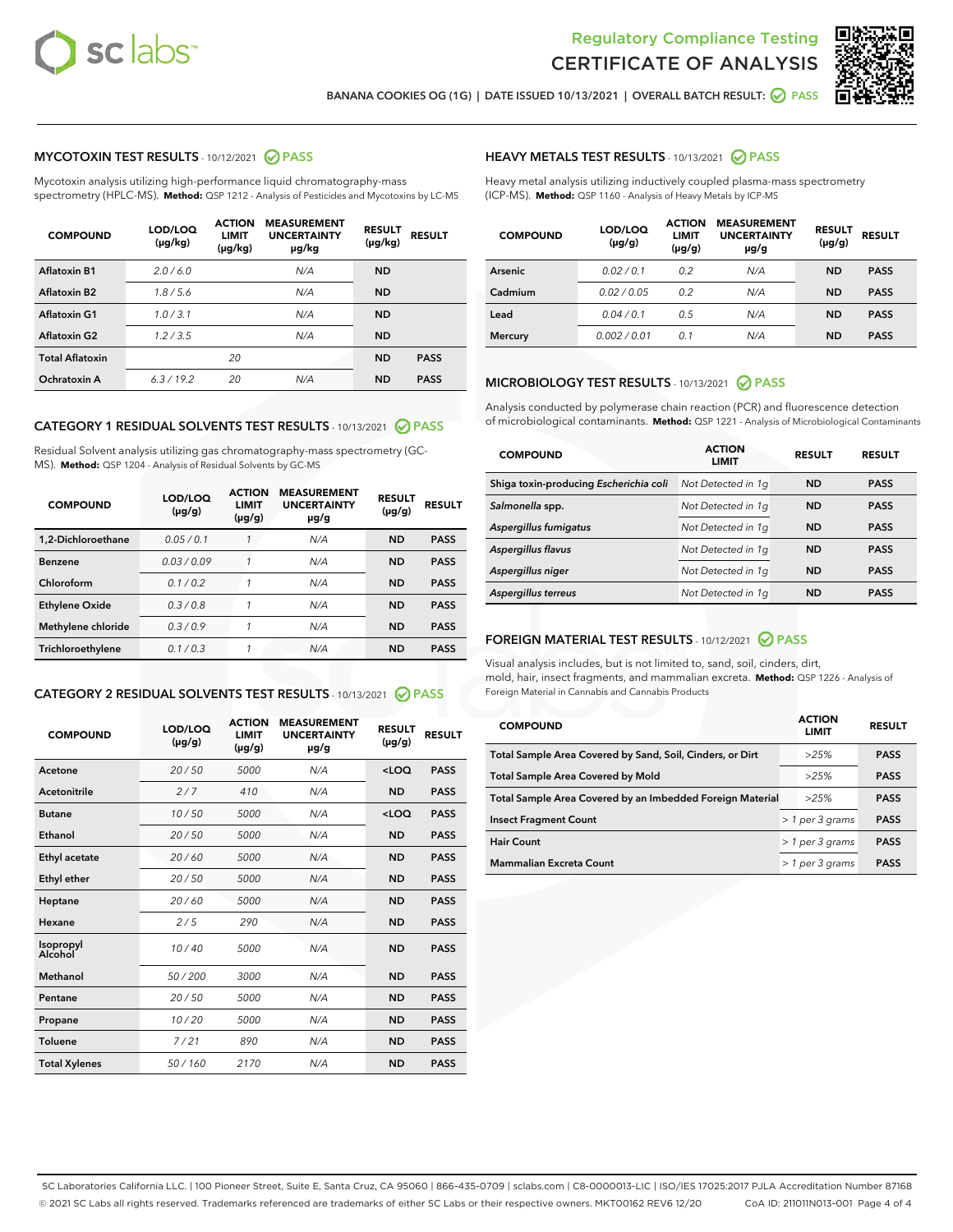Regulatory Compliance Testing

# CERTIFICATE OF ANALYSIS

BANANA COOKIES OG (1G) | DATE ISSUED 10/13/2021 | OVERALL BATCH RESULT: PASS

## MYCOTOXIN TEST RESULTS - 10/12/2021 PASS

Mycotoxin analysis utilizing high-performance liquid chromatography-mass spectrometry (HPLC-MS). **Method:** QSP 1212 - Analysis of Pesticides and Mycotoxins by LC-MS

| COMPOUND | LOD/LOQ (µg/kg) | ACTION LIMIT (µg/kg) | MEASUREMENT UNCERTAINTY µg/kg | RESULT (µg/kg) | RESULT |
|---|---|---|---|---|---|
| Aflatoxin B1 | 2.0 / 6.0 | | N/A | ND | |
| Aflatoxin B2 | 1.8 / 5.6 | | N/A | ND | |
| Aflatoxin G1 | 1.0 / 3.1 | | N/A | ND | |
| Aflatoxin G2 | 1.2 / 3.5 | | N/A | ND | |
| Total Aflatoxin | | 20 | | ND | PASS |
| Ochratoxin A | 6.3 / 19.2 | 20 | N/A | ND | PASS |

## CATEGORY 1 RESIDUAL SOLVENTS TEST RESULTS - 10/13/2021 PASS

Residual Solvent analysis utilizing gas chromatography-mass spectrometry (GC-MS). **Method:** QSP 1204 - Analysis of Residual Solvents by GC-MS

| COMPOUND | LOD/LOQ (µg/g) | ACTION LIMIT (µg/g) | MEASUREMENT UNCERTAINTY µg/g | RESULT (µg/g) | RESULT |
|---|---|---|---|---|---|
| 1,2-Dichloroethane | 0.05 / 0.1 | 1 | N/A | ND | PASS |
| Benzene | 0.03 / 0.09 | 1 | N/A | ND | PASS |
| Chloroform | 0.1 / 0.2 | 1 | N/A | ND | PASS |
| Ethylene Oxide | 0.3 / 0.8 | 1 | N/A | ND | PASS |
| Methylene chloride | 0.3 / 0.9 | 1 | N/A | ND | PASS |
| Trichloroethylene | 0.1 / 0.3 | 1 | N/A | ND | PASS |

## CATEGORY 2 RESIDUAL SOLVENTS TEST RESULTS - 10/13/2021 PASS

| COMPOUND | LOD/LOQ (µg/g) | ACTION LIMIT (µg/g) | MEASUREMENT UNCERTAINTY µg/g | RESULT (µg/g) | RESULT |
|---|---|---|---|---|---|
| Acetone | 20 / 50 | 5000 | N/A | <LOQ | PASS |
| Acetonitrile | 2 / 7 | 410 | N/A | ND | PASS |
| Butane | 10 / 50 | 5000 | N/A | <LOQ | PASS |
| Ethanol | 20 / 50 | 5000 | N/A | ND | PASS |
| Ethyl acetate | 20 / 60 | 5000 | N/A | ND | PASS |
| Ethyl ether | 20 / 50 | 5000 | N/A | ND | PASS |
| Heptane | 20 / 60 | 5000 | N/A | ND | PASS |
| Hexane | 2 / 5 | 290 | N/A | ND | PASS |
| Isopropyl Alcohol | 10 / 40 | 5000 | N/A | ND | PASS |
| Methanol | 50 / 200 | 3000 | N/A | ND | PASS |
| Pentane | 20 / 50 | 5000 | N/A | ND | PASS |
| Propane | 10 / 20 | 5000 | N/A | ND | PASS |
| Toluene | 7 / 21 | 890 | N/A | ND | PASS |
| Total Xylenes | 50 / 160 | 2170 | N/A | ND | PASS |

## HEAVY METALS TEST RESULTS - 10/13/2021 PASS

Heavy metal analysis utilizing inductively coupled plasma-mass spectrometry (ICP-MS). **Method:** QSP 1160 - Analysis of Heavy Metals by ICP-MS

| COMPOUND | LOD/LOQ (µg/g) | ACTION LIMIT (µg/g) | MEASUREMENT UNCERTAINTY µg/g | RESULT (µg/g) | RESULT |
|---|---|---|---|---|---|
| Arsenic | 0.02 / 0.1 | 0.2 | N/A | ND | PASS |
| Cadmium | 0.02 / 0.05 | 0.2 | N/A | ND | PASS |
| Lead | 0.04 / 0.1 | 0.5 | N/A | ND | PASS |
| Mercury | 0.002 / 0.01 | 0.1 | N/A | ND | PASS |

## MICROBIOLOGY TEST RESULTS - 10/13/2021 PASS

Analysis conducted by polymerase chain reaction (PCR) and fluorescence detection of microbiological contaminants. **Method:** QSP 1221 - Analysis of Microbiological Contaminants

| COMPOUND | ACTION LIMIT | RESULT | RESULT |
|---|---|---|---|
| Shiga toxin-producing *Escherichia coli* | Not Detected in 1g | ND | PASS |
| *Salmonella* spp. | Not Detected in 1g | ND | PASS |
| *Aspergillus fumigatus* | Not Detected in 1g | ND | PASS |
| *Aspergillus flavus* | Not Detected in 1g | ND | PASS |
| *Aspergillus niger* | Not Detected in 1g | ND | PASS |
| *Aspergillus terreus* | Not Detected in 1g | ND | PASS |

## FOREIGN MATERIAL TEST RESULTS - 10/12/2021 PASS

Visual analysis includes, but is not limited to, sand, soil, cinders, dirt, mold, hair, insect fragments, and mammalian excreta. **Method:** QSP 1226 - Analysis of Foreign Material in Cannabis and Cannabis Products

| COMPOUND | ACTION LIMIT | RESULT |
|---|---|---|
| Total Sample Area Covered by Sand, Soil, Cinders, or Dirt | >25% | PASS |
| Total Sample Area Covered by Mold | >25% | PASS |
| Total Sample Area Covered by an Imbedded Foreign Material | >25% | PASS |
| Insect Fragment Count | > 1 per 3 grams | PASS |
| Hair Count | > 1 per 3 grams | PASS |
| Mammalian Excreta Count | > 1 per 3 grams | PASS |

SC Laboratories California LLC. | 100 Pioneer Street, Suite E, Santa Cruz, CA 95060 | 866-435-0709 | sclabs.com | C8-0000013-LIC | ISO/IES 17025:2017 PJLA Accreditation Number 87168
© 2021 SC Labs all rights reserved. Trademarks referenced are trademarks of either SC Labs or their respective owners. MKT00162 REV6 12/20 CoA ID: 211011N013-001